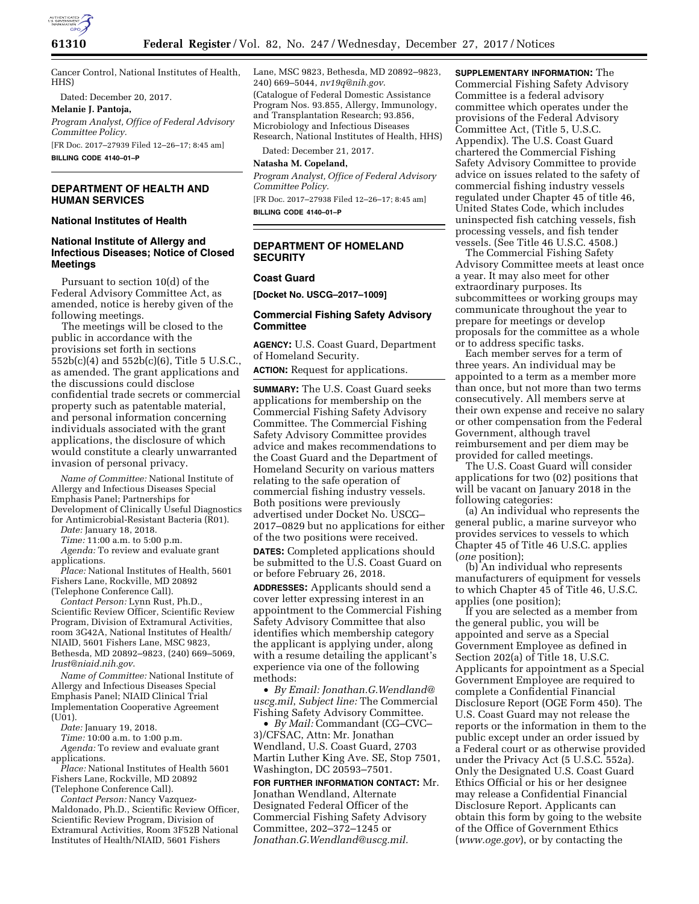Cancer Control, National Institutes of Health, HHS)

Dated: December 20, 2017.

**Melanie J. Pantoja,**

*Program Analyst, Office of Federal Advisory Committee Policy.*

[FR Doc. 2017–27939 Filed 12–26–17; 8:45 am]

**BILLING CODE 4140–01–P**

## DEPARTMENT OF HEALTH AND HUMAN SERVICES

### National Institutes of Health

### National Institute of Allergy and Infectious Diseases; Notice of Closed Meetings

Pursuant to section 10(d) of the Federal Advisory Committee Act, as amended, notice is hereby given of the following meetings.

The meetings will be closed to the public in accordance with the provisions set forth in sections 552b(c)(4) and 552b(c)(6), Title 5 U.S.C., as amended. The grant applications and the discussions could disclose confidential trade secrets or commercial property such as patentable material, and personal information concerning individuals associated with the grant applications, the disclosure of which would constitute a clearly unwarranted invasion of personal privacy.

*Name of Committee:* National Institute of Allergy and Infectious Diseases Special Emphasis Panel; Partnerships for Development of Clinically Useful Diagnostics for Antimicrobial-Resistant Bacteria (R01).

*Date:* January 18, 2018.

*Time:* 11:00 a.m. to 5:00 p.m.

*Agenda:* To review and evaluate grant applications.

*Place:* National Institutes of Health, 5601 Fishers Lane, Rockville, MD 20892 (Telephone Conference Call).

*Contact Person:* Lynn Rust, Ph.D., Scientific Review Officer, Scientific Review Program, Division of Extramural Activities, room 3G42A, National Institutes of Health/NIAID, 5601 Fishers Lane, MSC 9823, Bethesda, MD 20892–9823, (240) 669–5069, *lrust@niaid.nih.gov.*

*Name of Committee:* National Institute of Allergy and Infectious Diseases Special Emphasis Panel; NIAID Clinical Trial Implementation Cooperative Agreement (U01).

*Date:* January 19, 2018.

*Time:* 10:00 a.m. to 1:00 p.m.

*Agenda:* To review and evaluate grant applications.

*Place:* National Institutes of Health 5601 Fishers Lane, Rockville, MD 20892 (Telephone Conference Call).

*Contact Person:* Nancy Vazquez-Maldonado, Ph.D., Scientific Review Officer, Scientific Review Program, Division of Extramural Activities, Room 3F52B National Institutes of Health/NIAID, 5601 Fishers Lane, MSC 9823, Bethesda, MD 20892–9823, 240) 669–5044, *nv19q@nih.gov.*

(Catalogue of Federal Domestic Assistance Program Nos. 93.855, Allergy, Immunology, and Transplantation Research; 93.856, Microbiology and Infectious Diseases Research, National Institutes of Health, HHS)

Dated: December 21, 2017.

**Natasha M. Copeland,**

*Program Analyst, Office of Federal Advisory Committee Policy.*

[FR Doc. 2017–27938 Filed 12–26–17; 8:45 am]

**BILLING CODE 4140–01–P**

## DEPARTMENT OF HOMELAND SECURITY

### Coast Guard

**[Docket No. USCG–2017–1009]**

### Commercial Fishing Safety Advisory Committee

**AGENCY:** U.S. Coast Guard, Department of Homeland Security.

**ACTION:** Request for applications.

**SUMMARY:** The U.S. Coast Guard seeks applications for membership on the Commercial Fishing Safety Advisory Committee. The Commercial Fishing Safety Advisory Committee provides advice and makes recommendations to the Coast Guard and the Department of Homeland Security on various matters relating to the safe operation of commercial fishing industry vessels. Both positions were previously advertised under Docket No. USCG–2017–0829 but no applications for either of the two positions were received.

**DATES:** Completed applications should be submitted to the U.S. Coast Guard on or before February 26, 2018.

**ADDRESSES:** Applicants should send a cover letter expressing interest in an appointment to the Commercial Fishing Safety Advisory Committee that also identifies which membership category the applicant is applying under, along with a resume detailing the applicant's experience via one of the following methods:

- *By Email: Jonathan.G.Wendland@uscg.mil*, *Subject line:* The Commercial Fishing Safety Advisory Committee.
- *By Mail:* Commandant (CG–CVC–3)/CFSAC, Attn: Mr. Jonathan Wendland, U.S. Coast Guard, 2703 Martin Luther King Ave. SE, Stop 7501, Washington, DC 20593–7501.

**FOR FURTHER INFORMATION CONTACT:** Mr. Jonathan Wendland, Alternate Designated Federal Officer of the Commercial Fishing Safety Advisory Committee, 202–372–1245 or *Jonathan.G.Wendland@uscg.mil.*

**SUPPLEMENTARY INFORMATION:** The Commercial Fishing Safety Advisory Committee is a federal advisory committee which operates under the provisions of the Federal Advisory Committee Act, (Title 5, U.S.C. Appendix). The U.S. Coast Guard chartered the Commercial Fishing Safety Advisory Committee to provide advice on issues related to the safety of commercial fishing industry vessels regulated under Chapter 45 of title 46, United States Code, which includes uninspected fish catching vessels, fish processing vessels, and fish tender vessels. (See Title 46 U.S.C. 4508.)

The Commercial Fishing Safety Advisory Committee meets at least once a year. It may also meet for other extraordinary purposes. Its subcommittees or working groups may communicate throughout the year to prepare for meetings or develop proposals for the committee as a whole or to address specific tasks.

Each member serves for a term of three years. An individual may be appointed to a term as a member more than once, but not more than two terms consecutively. All members serve at their own expense and receive no salary or other compensation from the Federal Government, although travel reimbursement and per diem may be provided for called meetings.

The U.S. Coast Guard will consider applications for two (02) positions that will be vacant on January 2018 in the following categories:

(a) An individual who represents the general public, a marine surveyor who provides services to vessels to which Chapter 45 of Title 46 U.S.C. applies (*one* position);

(b) An individual who represents manufacturers of equipment for vessels to which Chapter 45 of Title 46, U.S.C. applies (one position);

If you are selected as a member from the general public, you will be appointed and serve as a Special Government Employee as defined in Section 202(a) of Title 18, U.S.C. Applicants for appointment as a Special Government Employee are required to complete a Confidential Financial Disclosure Report (OGE Form 450). The U.S. Coast Guard may not release the reports or the information in them to the public except under an order issued by a Federal court or as otherwise provided under the Privacy Act (5 U.S.C. 552a). Only the Designated U.S. Coast Guard Ethics Official or his or her designee may release a Confidential Financial Disclosure Report. Applicants can obtain this form by going to the website of the Office of Government Ethics (*www.oge.gov*), or by contacting the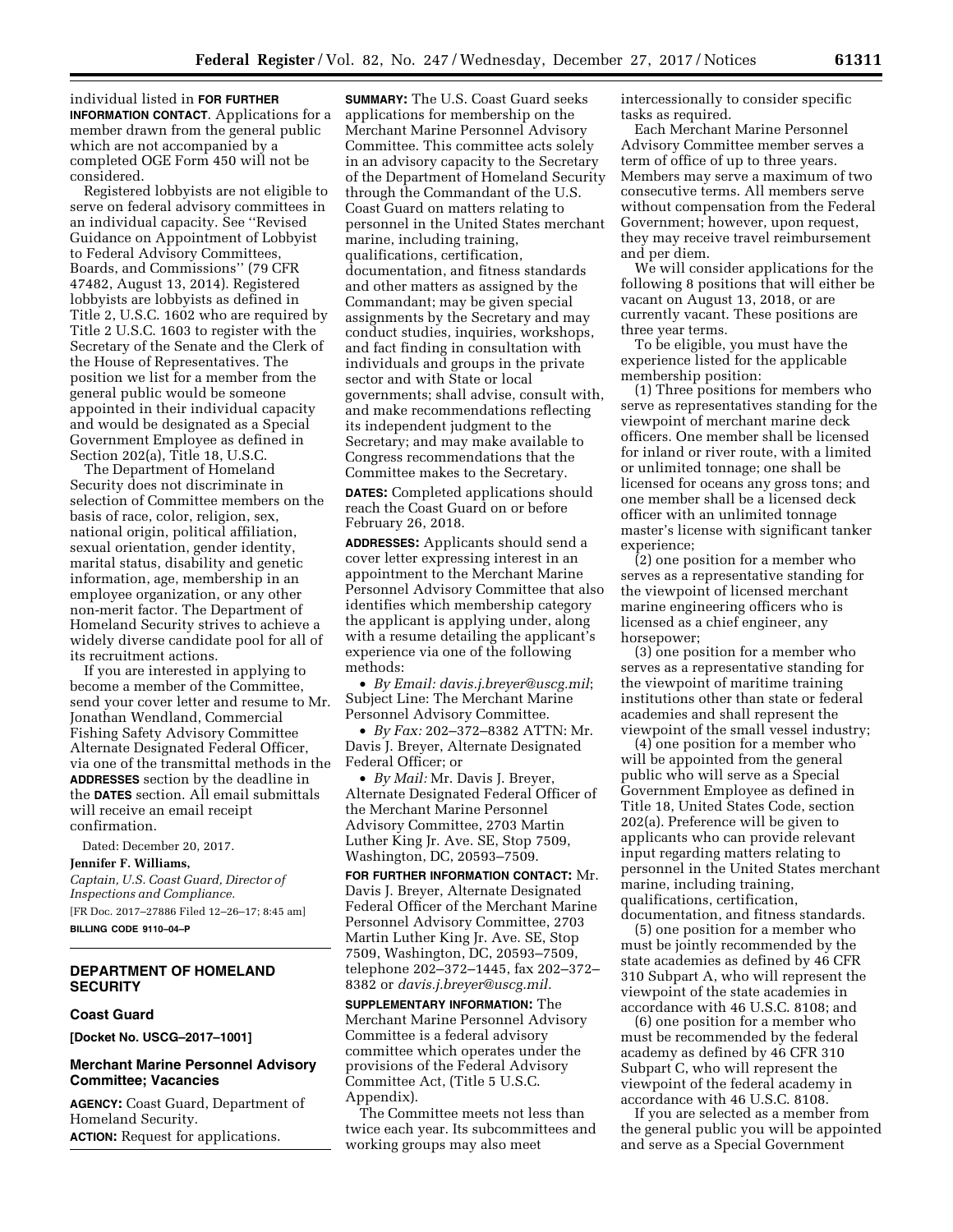individual listed in **FOR FURTHER INFORMATION CONTACT**. Applications for a member drawn from the general public which are not accompanied by a completed OGE Form 450 will not be considered.

Registered lobbyists are not eligible to serve on federal advisory committees in an individual capacity. See "Revised Guidance on Appointment of Lobbyist to Federal Advisory Committees, Boards, and Commissions" (79 CFR 47482, August 13, 2014). Registered lobbyists are lobbyists as defined in Title 2, U.S.C. 1602 who are required by Title 2 U.S.C. 1603 to register with the Secretary of the Senate and the Clerk of the House of Representatives. The position we list for a member from the general public would be someone appointed in their individual capacity and would be designated as a Special Government Employee as defined in Section 202(a), Title 18, U.S.C.

The Department of Homeland Security does not discriminate in selection of Committee members on the basis of race, color, religion, sex, national origin, political affiliation, sexual orientation, gender identity, marital status, disability and genetic information, age, membership in an employee organization, or any other non-merit factor. The Department of Homeland Security strives to achieve a widely diverse candidate pool for all of its recruitment actions.

If you are interested in applying to become a member of the Committee, send your cover letter and resume to Mr. Jonathan Wendland, Commercial Fishing Safety Advisory Committee Alternate Designated Federal Officer, via one of the transmittal methods in the **ADDRESSES** section by the deadline in the **DATES** section. All email submittals will receive an email receipt confirmation.

Dated: December 20, 2017.

**Jennifer F. Williams,**

*Captain, U.S. Coast Guard, Director of Inspections and Compliance.*

[FR Doc. 2017–27886 Filed 12–26–17; 8:45 am]

**BILLING CODE 9110–04–P**

## DEPARTMENT OF HOMELAND SECURITY

### Coast Guard

**[Docket No. USCG–2017–1001]**

### Merchant Marine Personnel Advisory Committee; Vacancies

**AGENCY:** Coast Guard, Department of Homeland Security.

**ACTION:** Request for applications.

**SUMMARY:** The U.S. Coast Guard seeks applications for membership on the Merchant Marine Personnel Advisory Committee. This committee acts solely in an advisory capacity to the Secretary of the Department of Homeland Security through the Commandant of the U.S. Coast Guard on matters relating to personnel in the United States merchant marine, including training, qualifications, certification, documentation, and fitness standards and other matters as assigned by the Commandant; may be given special assignments by the Secretary and may conduct studies, inquiries, workshops, and fact finding in consultation with individuals and groups in the private sector and with State or local governments; shall advise, consult with, and make recommendations reflecting its independent judgment to the Secretary; and may make available to Congress recommendations that the Committee makes to the Secretary.

**DATES:** Completed applications should reach the Coast Guard on or before February 26, 2018.

**ADDRESSES:** Applicants should send a cover letter expressing interest in an appointment to the Merchant Marine Personnel Advisory Committee that also identifies which membership category the applicant is applying under, along with a resume detailing the applicant's experience via one of the following methods:

- *By Email: davis.j.breyer@uscg.mil*; Subject Line: The Merchant Marine Personnel Advisory Committee.
- *By Fax:* 202–372–8382 ATTN: Mr. Davis J. Breyer, Alternate Designated Federal Officer; or
- *By Mail:* Mr. Davis J. Breyer, Alternate Designated Federal Officer of the Merchant Marine Personnel Advisory Committee, 2703 Martin Luther King Jr. Ave. SE, Stop 7509, Washington, DC, 20593–7509.

**FOR FURTHER INFORMATION CONTACT:** Mr. Davis J. Breyer, Alternate Designated Federal Officer of the Merchant Marine Personnel Advisory Committee, 2703 Martin Luther King Jr. Ave. SE, Stop 7509, Washington, DC, 20593–7509, telephone 202–372–1445, fax 202–372–8382 or *davis.j.breyer@uscg.mil*.

**SUPPLEMENTARY INFORMATION:** The Merchant Marine Personnel Advisory Committee is a federal advisory committee which operates under the provisions of the Federal Advisory Committee Act, (Title 5 U.S.C. Appendix).

The Committee meets not less than twice each year. Its subcommittees and working groups may also meet intercessionally to consider specific tasks as required.

Each Merchant Marine Personnel Advisory Committee member serves a term of office of up to three years. Members may serve a maximum of two consecutive terms. All members serve without compensation from the Federal Government; however, upon request, they may receive travel reimbursement and per diem.

We will consider applications for the following 8 positions that will either be vacant on August 13, 2018, or are currently vacant. These positions are three year terms.

To be eligible, you must have the experience listed for the applicable membership position:

(1) Three positions for members who serve as representatives standing for the viewpoint of merchant marine deck officers. One member shall be licensed for inland or river route, with a limited or unlimited tonnage; one shall be licensed for oceans any gross tons; and one member shall be a licensed deck officer with an unlimited tonnage master's license with significant tanker experience;

(2) one position for a member who serves as a representative standing for the viewpoint of licensed merchant marine engineering officers who is licensed as a chief engineer, any horsepower;

(3) one position for a member who serves as a representative standing for the viewpoint of maritime training institutions other than state or federal academies and shall represent the viewpoint of the small vessel industry;

(4) one position for a member who will be appointed from the general public who will serve as a Special Government Employee as defined in Title 18, United States Code, section 202(a). Preference will be given to applicants who can provide relevant input regarding matters relating to personnel in the United States merchant marine, including training, qualifications, certification, documentation, and fitness standards.

(5) one position for a member who must be jointly recommended by the state academies as defined by 46 CFR 310 Subpart A, who will represent the viewpoint of the state academies in accordance with 46 U.S.C. 8108; and

(6) one position for a member who must be recommended by the federal academy as defined by 46 CFR 310 Subpart C, who will represent the viewpoint of the federal academy in accordance with 46 U.S.C. 8108.

If you are selected as a member from the general public you will be appointed and serve as a Special Government